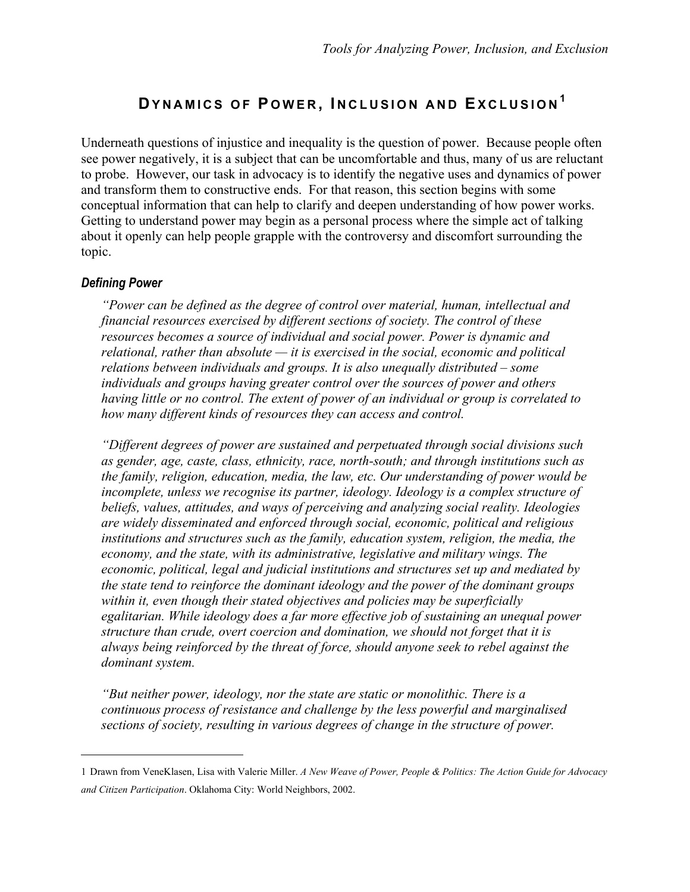# DYNAMICS OF POWER, INCLUSION AND EXCLUSION[1]

Underneath questions of injustice and inequality is the question of power. Because people often see power negatively, it is a subject that can be uncomfortable and thus, many of us are reluctant to probe. However, our task in advocacy is to identify the negative uses and dynamics of power and transform them to constructive ends. For that reason, this section begins with some conceptual information that can help to clarify and deepen understanding of how power works. Getting to understand power may begin as a personal process where the simple act of talking about it openly can help people grapple with the controversy and discomfort surrounding the topic.

### *Defining Power*

*"Power can be defined as the degree of control over material, human, intellectual and financial resources exercised by different sections of society. The control of these resources becomes a source of individual and social power. Power is dynamic and relational, rather than absolute — it is exercised in the social, economic and political relations between individuals and groups. It is also unequally distributed – some individuals and groups having greater control over the sources of power and others having little or no control. The extent of power of an individual or group is correlated to how many different kinds of resources they can access and control.*

*"Different degrees of power are sustained and perpetuated through social divisions such as gender, age, caste, class, ethnicity, race, north-south; and through institutions such as the family, religion, education, media, the law, etc. Our understanding of power would be incomplete, unless we recognise its partner, ideology. Ideology is a complex structure of beliefs, values, attitudes, and ways of perceiving and analyzing social reality. Ideologies are widely disseminated and enforced through social, economic, political and religious institutions and structures such as the family, education system, religion, the media, the economy, and the state, with its administrative, legislative and military wings. The economic, political, legal and judicial institutions and structures set up and mediated by the state tend to reinforce the dominant ideology and the power of the dominant groups within it, even though their stated objectives and policies may be superficially egalitarian. While ideology does a far more effective job of sustaining an unequal power structure than crude, overt coercion and domination, we should not forget that it is always being reinforced by the threat of force, should anyone seek to rebel against the dominant system.*

*"But neither power, ideology, nor the state are static or monolithic. There is a continuous process of resistance and challenge by the less powerful and marginalised sections of society, resulting in various degrees of change in the structure of power.*

---

1 Drawn from VeneKlasen, Lisa with Valerie Miller. *A New Weave of Power, People & Politics: The Action Guide for Advocacy and Citizen Participation*. Oklahoma City: World Neighbors, 2002.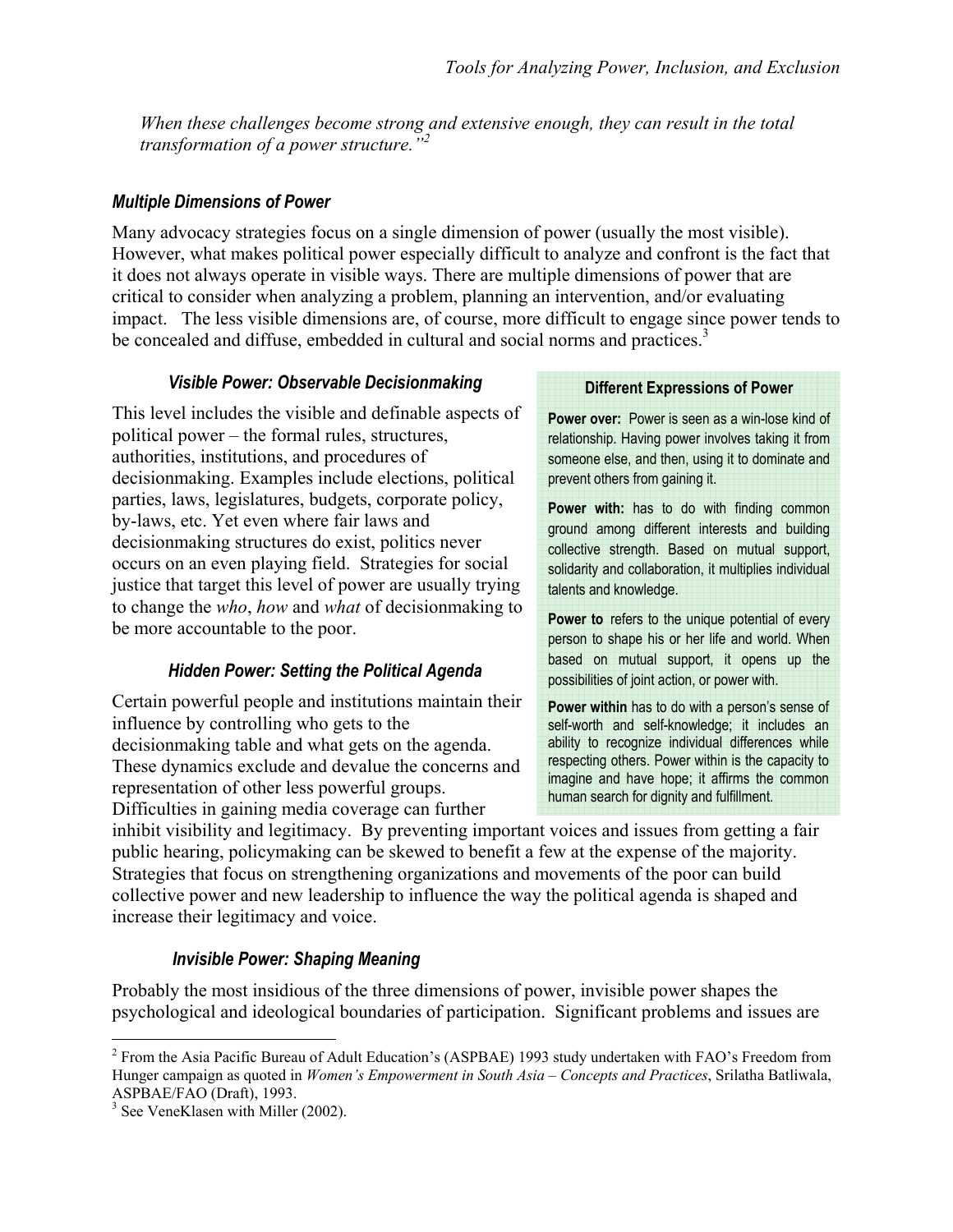*When these challenges become strong and extensive enough, they can result in the total transformation of a power structure."*[2]

### *Multiple Dimensions of Power*

Many advocacy strategies focus on a single dimension of power (usually the most visible). However, what makes political power especially difficult to analyze and confront is the fact that it does not always operate in visible ways. There are multiple dimensions of power that are critical to consider when analyzing a problem, planning an intervention, and/or evaluating impact. The less visible dimensions are, of course, more difficult to engage since power tends to be concealed and diffuse, embedded in cultural and social norms and practices.[3]

#### *Visible Power: Observable Decisionmaking*

This level includes the visible and definable aspects of political power – the formal rules, structures, authorities, institutions, and procedures of decisionmaking. Examples include elections, political parties, laws, legislatures, budgets, corporate policy, by-laws, etc. Yet even where fair laws and decisionmaking structures do exist, politics never occurs on an even playing field. Strategies for social justice that target this level of power are usually trying to change the *who*, *how* and *what* of decisionmaking to be more accountable to the poor.

#### *Hidden Power: Setting the Political Agenda*

Certain powerful people and institutions maintain their influence by controlling who gets to the decisionmaking table and what gets on the agenda. These dynamics exclude and devalue the concerns and representation of other less powerful groups. Difficulties in gaining media coverage can further inhibit visibility and legitimacy. By preventing important voices and issues from getting a fair public hearing, policymaking can be skewed to benefit a few at the expense of the majority. Strategies that focus on strengthening organizations and movements of the poor can build collective power and new leadership to influence the way the political agenda is shaped and increase their legitimacy and voice.

> **Different Expressions of Power**
>
> **Power over:** Power is seen as a win-lose kind of relationship. Having power involves taking it from someone else, and then, using it to dominate and prevent others from gaining it.
>
> **Power with:** has to do with finding common ground among different interests and building collective strength. Based on mutual support, solidarity and collaboration, it multiplies individual talents and knowledge.
>
> **Power to** refers to the unique potential of every person to shape his or her life and world. When based on mutual support, it opens up the possibilities of joint action, or power with.
>
> **Power within** has to do with a person's sense of self-worth and self-knowledge; it includes an ability to recognize individual differences while respecting others. Power within is the capacity to imagine and have hope; it affirms the common human search for dignity and fulfillment.

#### *Invisible Power: Shaping Meaning*

Probably the most insidious of the three dimensions of power, invisible power shapes the psychological and ideological boundaries of participation. Significant problems and issues are

---

[2] From the Asia Pacific Bureau of Adult Education's (ASPBAE) 1993 study undertaken with FAO's Freedom from Hunger campaign as quoted in *Women's Empowerment in South Asia – Concepts and Practices*, Srilatha Batliwala, ASPBAE/FAO (Draft), 1993.

[3] See VeneKlasen with Miller (2002).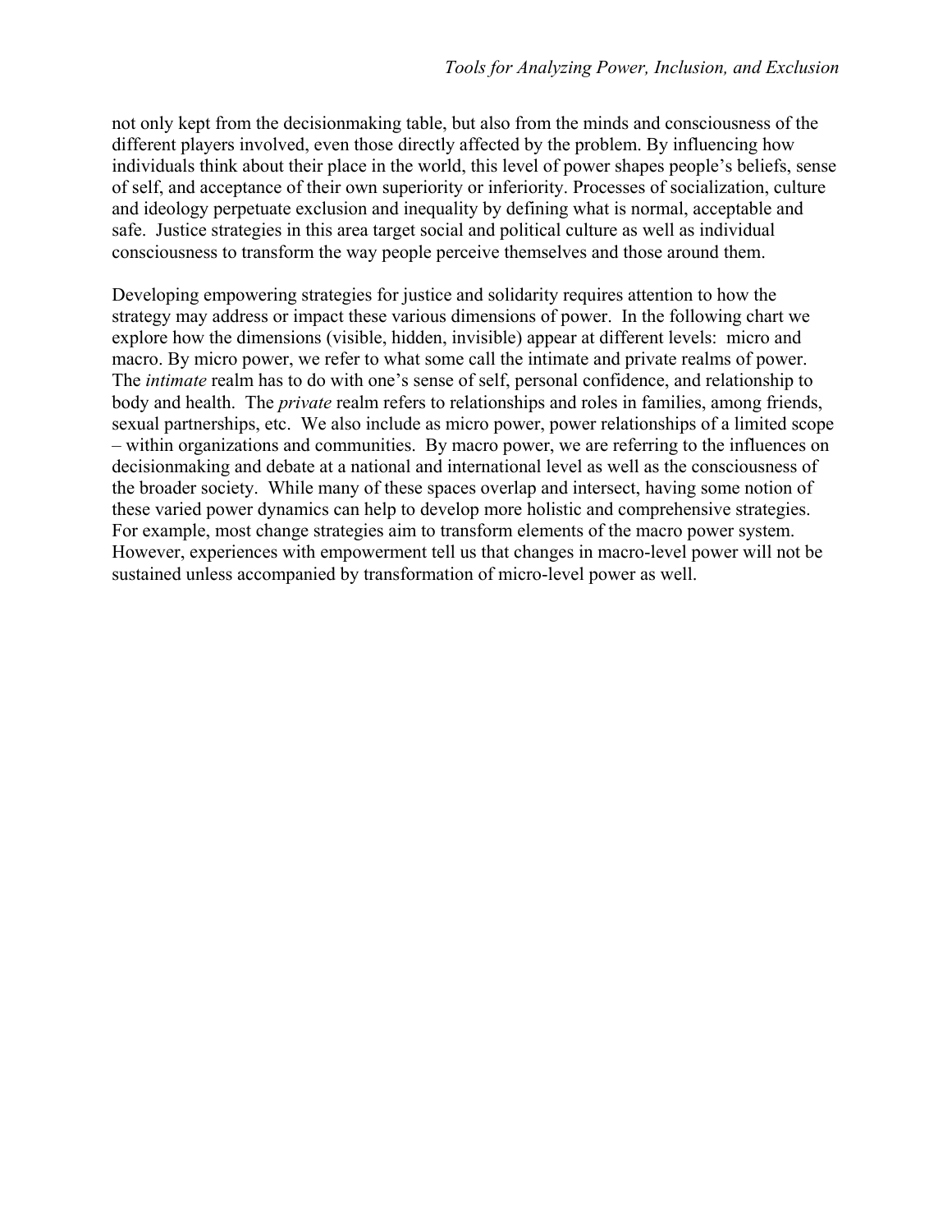not only kept from the decisionmaking table, but also from the minds and consciousness of the different players involved, even those directly affected by the problem. By influencing how individuals think about their place in the world, this level of power shapes people's beliefs, sense of self, and acceptance of their own superiority or inferiority. Processes of socialization, culture and ideology perpetuate exclusion and inequality by defining what is normal, acceptable and safe. Justice strategies in this area target social and political culture as well as individual consciousness to transform the way people perceive themselves and those around them.

Developing empowering strategies for justice and solidarity requires attention to how the strategy may address or impact these various dimensions of power. In the following chart we explore how the dimensions (visible, hidden, invisible) appear at different levels: micro and macro. By micro power, we refer to what some call the intimate and private realms of power. The *intimate* realm has to do with one's sense of self, personal confidence, and relationship to body and health. The *private* realm refers to relationships and roles in families, among friends, sexual partnerships, etc. We also include as micro power, power relationships of a limited scope – within organizations and communities. By macro power, we are referring to the influences on decisionmaking and debate at a national and international level as well as the consciousness of the broader society. While many of these spaces overlap and intersect, having some notion of these varied power dynamics can help to develop more holistic and comprehensive strategies. For example, most change strategies aim to transform elements of the macro power system. However, experiences with empowerment tell us that changes in macro-level power will not be sustained unless accompanied by transformation of micro-level power as well.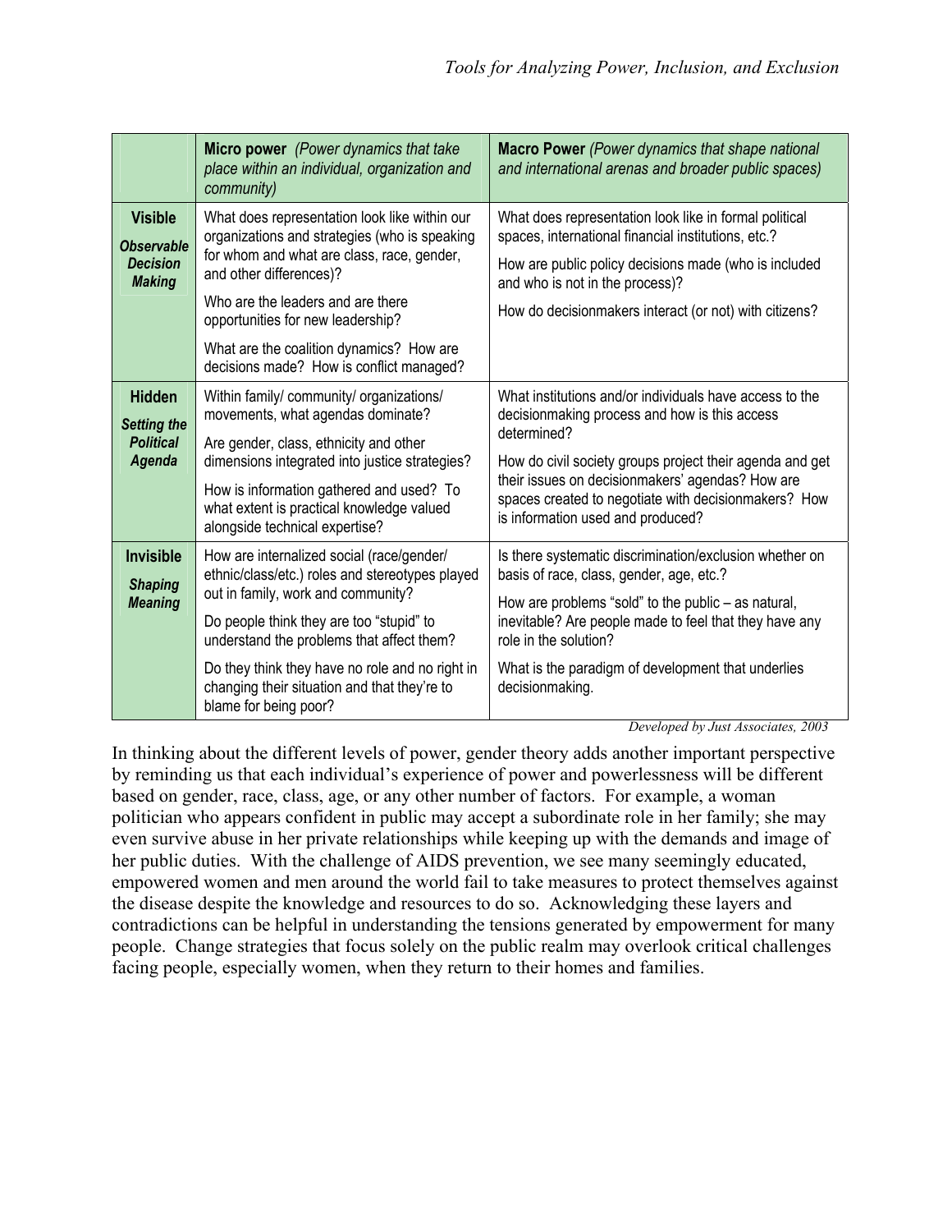| | **Micro power** *(Power dynamics that take place within an individual, organization and community)* | **Macro Power** *(Power dynamics that shape national and international arenas and broader public spaces)* |
|---|---|---|
| **Visible** ***Observable Decision Making*** | What does representation look like within our organizations and strategies (who is speaking for whom and what are class, race, gender, and other differences)?<br>Who are the leaders and are there opportunities for new leadership?<br>What are the coalition dynamics? How are decisions made? How is conflict managed? | What does representation look like in formal political spaces, international financial institutions, etc.?<br>How are public policy decisions made (who is included and who is not in the process)?<br>How do decisionmakers interact (or not) with citizens? |
| **Hidden** ***Setting the Political Agenda*** | Within family/ community/ organizations/ movements, what agendas dominate?<br>Are gender, class, ethnicity and other dimensions integrated into justice strategies?<br>How is information gathered and used? To what extent is practical knowledge valued alongside technical expertise? | What institutions and/or individuals have access to the decisionmaking process and how is this access determined?<br>How do civil society groups project their agenda and get their issues on decisionmakers' agendas? How are spaces created to negotiate with decisionmakers? How is information used and produced? |
| **Invisible** ***Shaping Meaning*** | How are internalized social (race/gender/ ethnic/class/etc.) roles and stereotypes played out in family, work and community?<br>Do people think they are too "stupid" to understand the problems that affect them?<br>Do they think they have no role and no right in changing their situation and that they're to blame for being poor? | Is there systematic discrimination/exclusion whether on basis of race, class, gender, age, etc.?<br>How are problems "sold" to the public – as natural, inevitable? Are people made to feel that they have any role in the solution?<br>What is the paradigm of development that underlies decisionmaking. |

*Developed by Just Associates, 2003*

In thinking about the different levels of power, gender theory adds another important perspective by reminding us that each individual's experience of power and powerlessness will be different based on gender, race, class, age, or any other number of factors. For example, a woman politician who appears confident in public may accept a subordinate role in her family; she may even survive abuse in her private relationships while keeping up with the demands and image of her public duties. With the challenge of AIDS prevention, we see many seemingly educated, empowered women and men around the world fail to take measures to protect themselves against the disease despite the knowledge and resources to do so. Acknowledging these layers and contradictions can be helpful in understanding the tensions generated by empowerment for many people. Change strategies that focus solely on the public realm may overlook critical challenges facing people, especially women, when they return to their homes and families.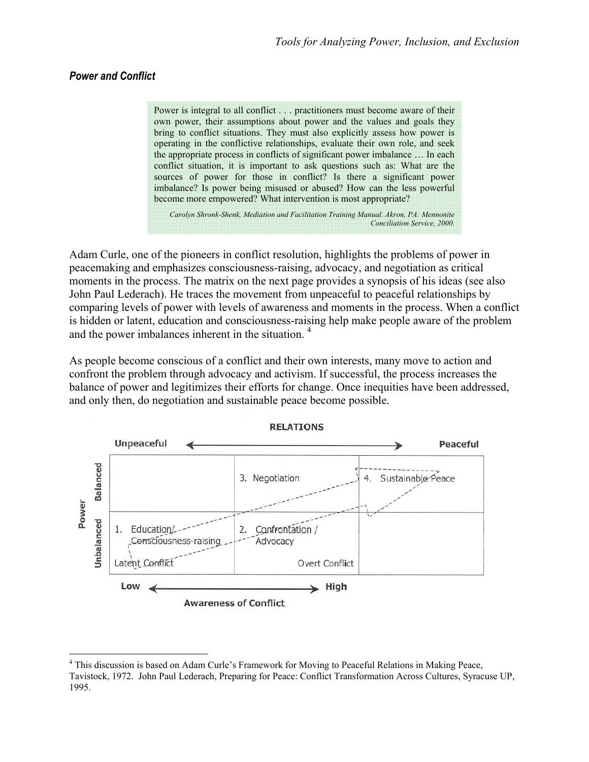### *Power and Conflict*

> Power is integral to all conflict . . . practitioners must become aware of their own power, their assumptions about power and the values and goals they bring to conflict situations. They must also explicitly assess how power is operating in the conflictive relationships, evaluate their own role, and seek the appropriate process in conflicts of significant power imbalance … In each conflict situation, it is important to ask questions such as: What are the sources of power for those in conflict? Is there a significant power imbalance? Is power being misused or abused? How can the less powerful become more empowered? What intervention is most appropriate?
>
> *Carolyn Shronk-Shenk, Mediation and Facilitation Training Manual. Akron, PA: Mennonite Conciliation Service, 2000.*

Adam Curle, one of the pioneers in conflict resolution, highlights the problems of power in peacemaking and emphasizes consciousness-raising, advocacy, and negotiation as critical moments in the process. The matrix on the next page provides a synopsis of his ideas (see also John Paul Lederach). He traces the movement from unpeaceful to peaceful relationships by comparing levels of power with levels of awareness and moments in the process. When a conflict is hidden or latent, education and consciousness-raising help make people aware of the problem and the power imbalances inherent in the situation. [4]

As people become conscious of a conflict and their own interests, many move to action and confront the problem through advocacy and activism. If successful, the process increases the balance of power and legitimizes their efforts for change. Once inequities have been addressed, and only then, do negotiation and sustainable peace become possible.

**RELATIONS**: Unpeaceful ⟷ Peaceful

| Power | | | |
|---|---|---|---|
| **Balanced** | | 3. Negotiation | 4. Sustainable Peace |
| **Unbalanced** | 1. Education/ Consciousness-raising<br>Latent Conflict | 2. Confrontation / Advocacy<br>Overt Conflict | |

**Awareness of Conflict**: Low ⟷ High

[4] This discussion is based on Adam Curle's Framework for Moving to Peaceful Relations in Making Peace, Tavistock, 1972. John Paul Lederach, Preparing for Peace: Conflict Transformation Across Cultures, Syracuse UP, 1995.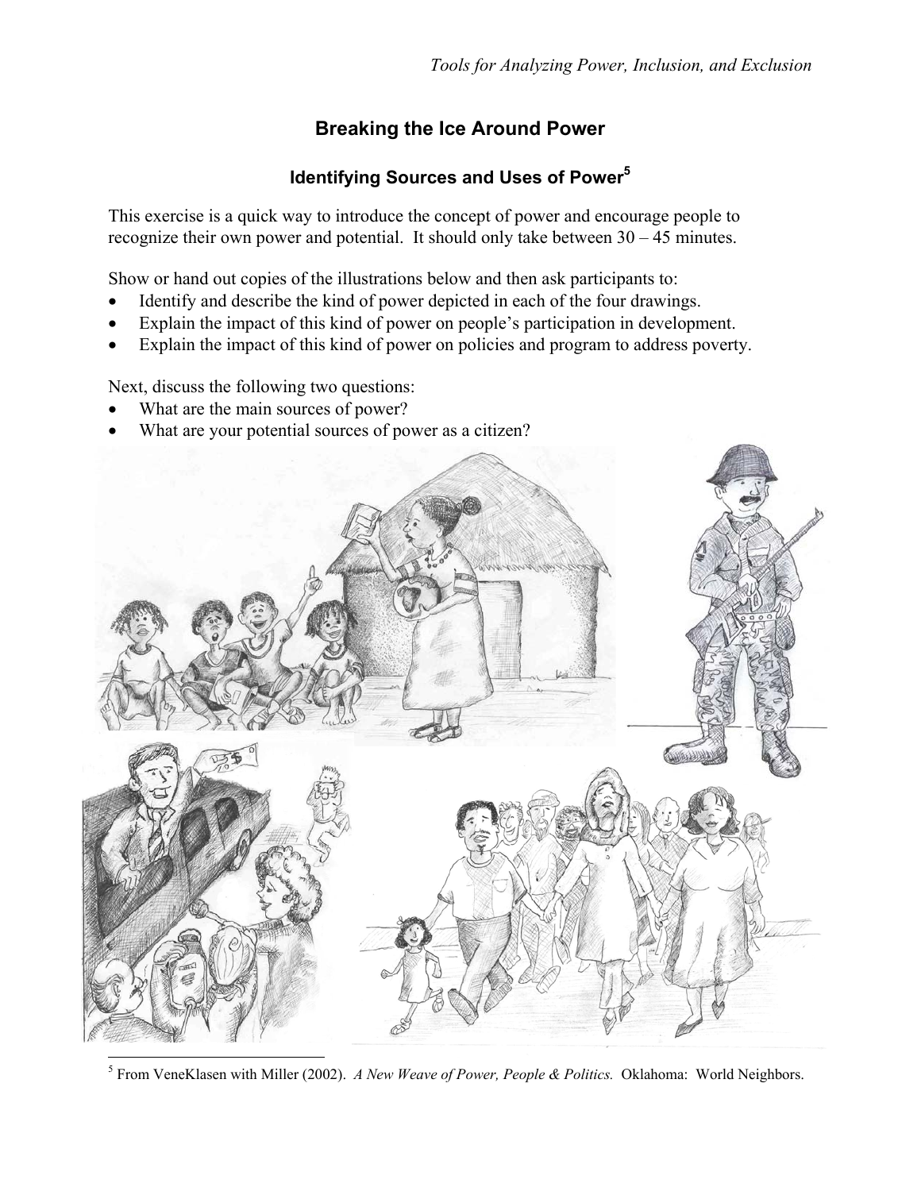## Breaking the Ice Around Power

### Identifying Sources and Uses of Power[5]

This exercise is a quick way to introduce the concept of power and encourage people to recognize their own power and potential. It should only take between 30 – 45 minutes.

Show or hand out copies of the illustrations below and then ask participants to:

- Identify and describe the kind of power depicted in each of the four drawings.
- Explain the impact of this kind of power on people's participation in development.
- Explain the impact of this kind of power on policies and program to address poverty.

Next, discuss the following two questions:

- What are the main sources of power?
- What are your potential sources of power as a citizen?

[5] From VeneKlasen with Miller (2002). *A New Weave of Power, People & Politics.* Oklahoma: World Neighbors.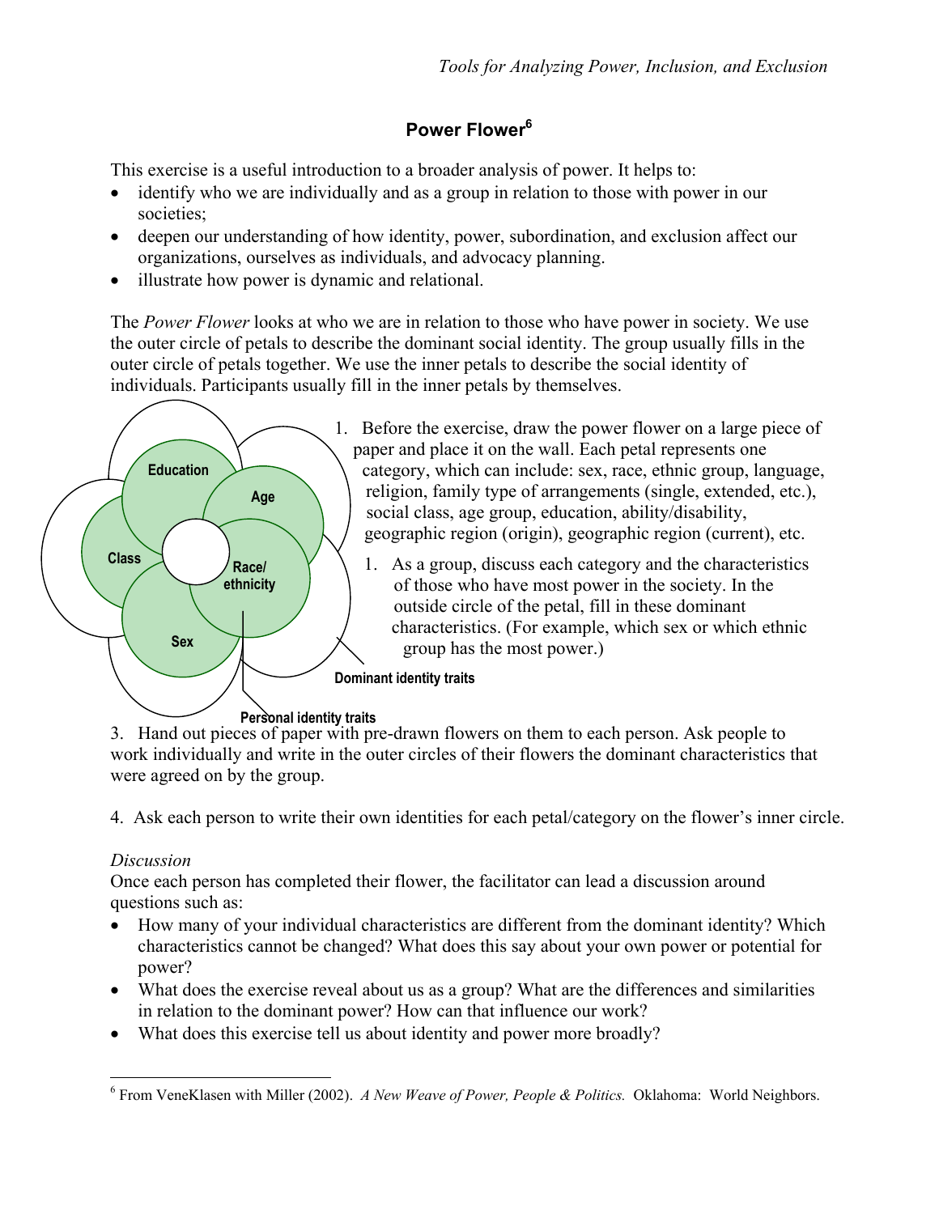## Power Flower[6]

This exercise is a useful introduction to a broader analysis of power. It helps to:

- identify who we are individually and as a group in relation to those with power in our societies;
- deepen our understanding of how identity, power, subordination, and exclusion affect our organizations, ourselves as individuals, and advocacy planning.
- illustrate how power is dynamic and relational.

The *Power Flower* looks at who we are in relation to those who have power in society. We use the outer circle of petals to describe the dominant social identity. The group usually fills in the outer circle of petals together. We use the inner petals to describe the social identity of individuals. Participants usually fill in the inner petals by themselves.

Education
Age
Class
Race/ ethnicity
Sex
Dominant identity traits
Personal identity traits

1. Before the exercise, draw the power flower on a large piece of paper and place it on the wall. Each petal represents one category, which can include: sex, race, ethnic group, language, religion, family type of arrangements (single, extended, etc.), social class, age group, education, ability/disability, geographic region (origin), geographic region (current), etc.

1. As a group, discuss each category and the characteristics of those who have most power in the society. In the outside circle of the petal, fill in these dominant characteristics. (For example, which sex or which ethnic group has the most power.)

3. Hand out pieces of paper with pre-drawn flowers on them to each person. Ask people to work individually and write in the outer circles of their flowers the dominant characteristics that were agreed on by the group.

4. Ask each person to write their own identities for each petal/category on the flower's inner circle.

*Discussion*

Once each person has completed their flower, the facilitator can lead a discussion around questions such as:

- How many of your individual characteristics are different from the dominant identity? Which characteristics cannot be changed? What does this say about your own power or potential for power?
- What does the exercise reveal about us as a group? What are the differences and similarities in relation to the dominant power? How can that influence our work?
- What does this exercise tell us about identity and power more broadly?

---

[6] From VeneKlasen with Miller (2002). *A New Weave of Power, People & Politics.* Oklahoma: World Neighbors.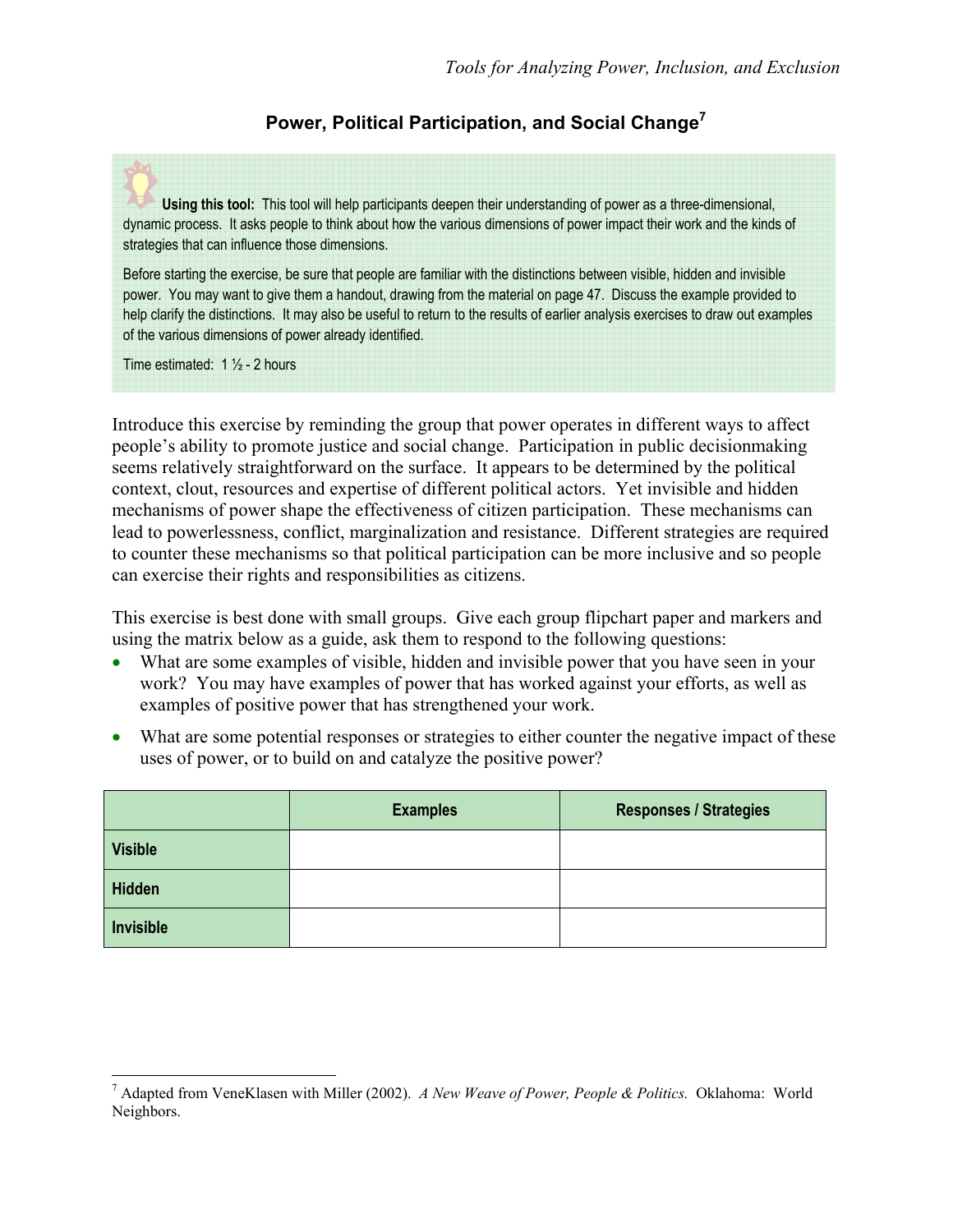## Power, Political Participation, and Social Change[7]

**Using this tool:** This tool will help participants deepen their understanding of power as a three-dimensional, dynamic process. It asks people to think about how the various dimensions of power impact their work and the kinds of strategies that can influence those dimensions.

Before starting the exercise, be sure that people are familiar with the distinctions between visible, hidden and invisible power. You may want to give them a handout, drawing from the material on page 47. Discuss the example provided to help clarify the distinctions. It may also be useful to return to the results of earlier analysis exercises to draw out examples of the various dimensions of power already identified.

Time estimated: 1 ½ - 2 hours

Introduce this exercise by reminding the group that power operates in different ways to affect people's ability to promote justice and social change. Participation in public decisionmaking seems relatively straightforward on the surface. It appears to be determined by the political context, clout, resources and expertise of different political actors. Yet invisible and hidden mechanisms of power shape the effectiveness of citizen participation. These mechanisms can lead to powerlessness, conflict, marginalization and resistance. Different strategies are required to counter these mechanisms so that political participation can be more inclusive and so people can exercise their rights and responsibilities as citizens.

This exercise is best done with small groups. Give each group flipchart paper and markers and using the matrix below as a guide, ask them to respond to the following questions:

- What are some examples of visible, hidden and invisible power that you have seen in your work? You may have examples of power that has worked against your efforts, as well as examples of positive power that has strengthened your work.
- What are some potential responses or strategies to either counter the negative impact of these uses of power, or to build on and catalyze the positive power?

| | Examples | Responses / Strategies |
|---|---|---|
| **Visible** | | |
| **Hidden** | | |
| **Invisible** | | |

[7] Adapted from VeneKlasen with Miller (2002). *A New Weave of Power, People & Politics.* Oklahoma: World Neighbors.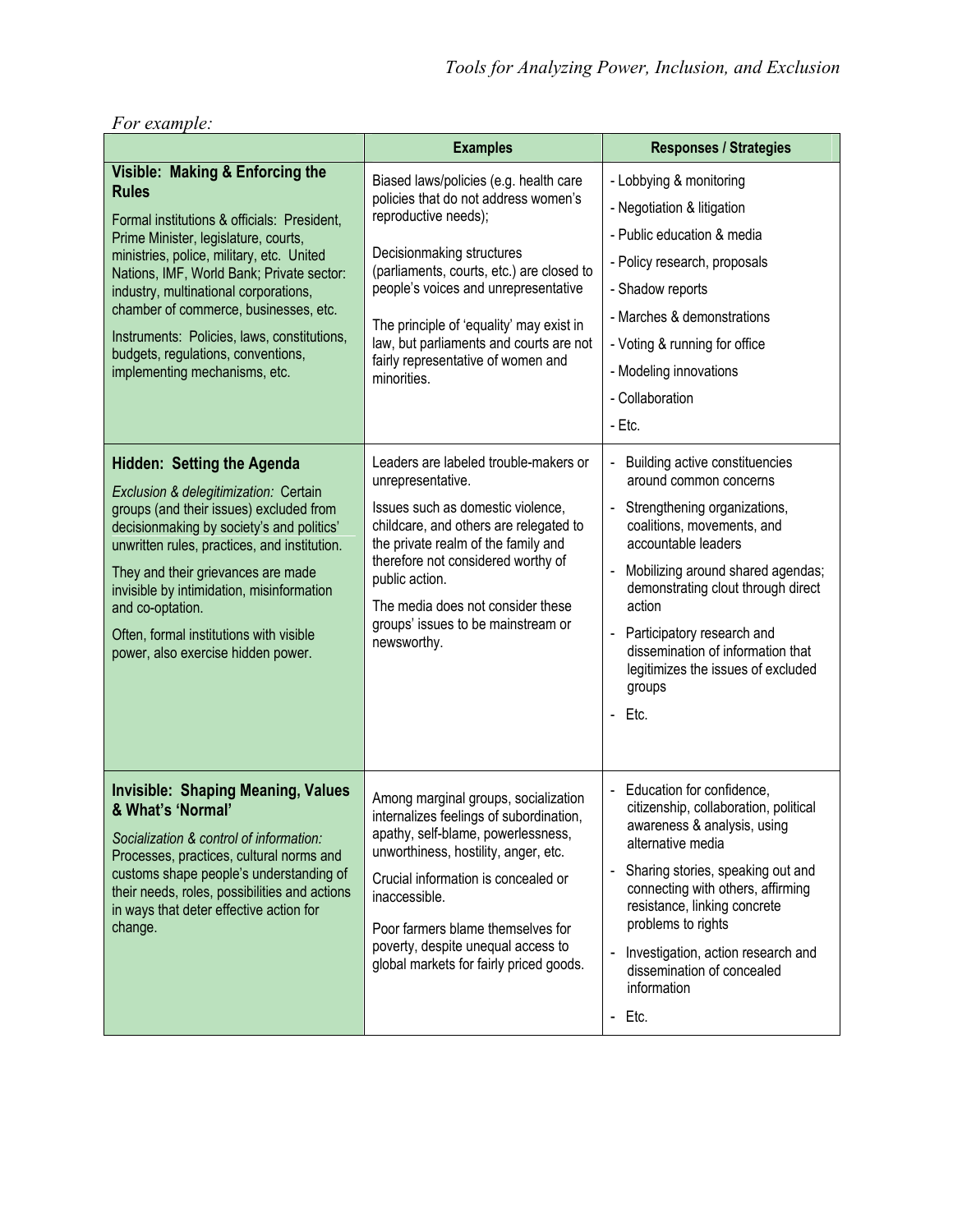*For example:*

| | Examples | Responses / Strategies |
|---|---|---|
| **Visible: Making & Enforcing the Rules**<br><br>Formal institutions & officials: President, Prime Minister, legislature, courts, ministries, police, military, etc. United Nations, IMF, World Bank; Private sector: industry, multinational corporations, chamber of commerce, businesses, etc.<br><br>Instruments: Policies, laws, constitutions, budgets, regulations, conventions, implementing mechanisms, etc. | Biased laws/policies (e.g. health care policies that do not address women's reproductive needs);<br><br>Decisionmaking structures (parliaments, courts, etc.) are closed to people's voices and unrepresentative<br><br>The principle of 'equality' may exist in law, but parliaments and courts are not fairly representative of women and minorities. | - Lobbying & monitoring<br>- Negotiation & litigation<br>- Public education & media<br>- Policy research, proposals<br>- Shadow reports<br>- Marches & demonstrations<br>- Voting & running for office<br>- Modeling innovations<br>- Collaboration<br>- Etc. |
| **Hidden: Setting the Agenda**<br><br>*Exclusion & delegitimization:* Certain groups (and their issues) excluded from decisionmaking by society's and politics' unwritten rules, practices, and institution.<br><br>They and their grievances are made invisible by intimidation, misinformation and co-optation.<br><br>Often, formal institutions with visible power, also exercise hidden power. | Leaders are labeled trouble-makers or unrepresentative.<br><br>Issues such as domestic violence, childcare, and others are relegated to the private realm of the family and therefore not considered worthy of public action.<br><br>The media does not consider these groups' issues to be mainstream or newsworthy. | - Building active constituencies around common concerns<br>- Strengthening organizations, coalitions, movements, and accountable leaders<br>- Mobilizing around shared agendas; demonstrating clout through direct action<br>- Participatory research and dissemination of information that legitimizes the issues of excluded groups<br>- Etc. |
| **Invisible: Shaping Meaning, Values & What's 'Normal'**<br><br>*Socialization & control of information:* Processes, practices, cultural norms and customs shape people's understanding of their needs, roles, possibilities and actions in ways that deter effective action for change. | Among marginal groups, socialization internalizes feelings of subordination, apathy, self-blame, powerlessness, unworthiness, hostility, anger, etc.<br><br>Crucial information is concealed or inaccessible.<br><br>Poor farmers blame themselves for poverty, despite unequal access to global markets for fairly priced goods. | - Education for confidence, citizenship, collaboration, political awareness & analysis, using alternative media<br>- Sharing stories, speaking out and connecting with others, affirming resistance, linking concrete problems to rights<br>- Investigation, action research and dissemination of concealed information<br>- Etc. |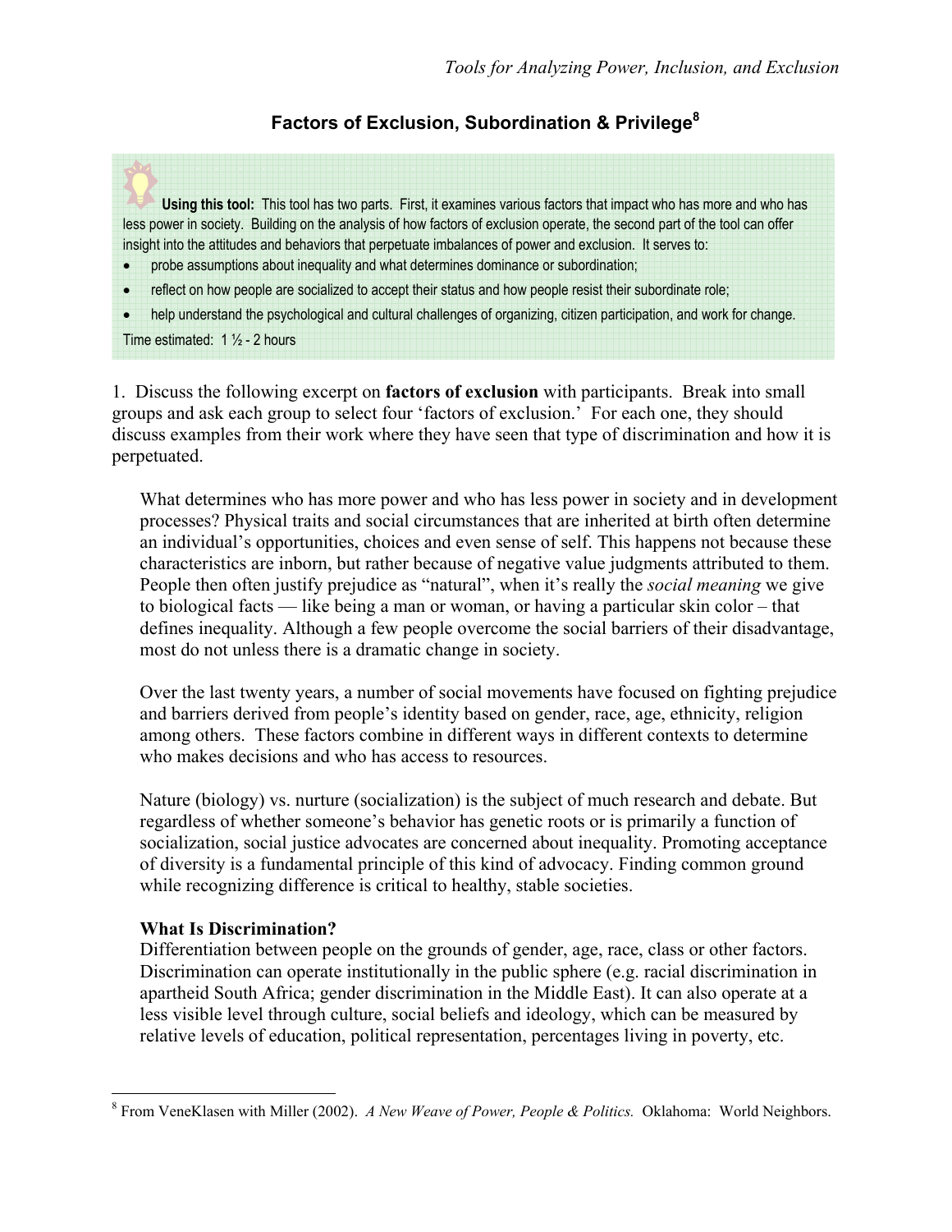## Factors of Exclusion, Subordination & Privilege[8]

**Using this tool:** This tool has two parts. First, it examines various factors that impact who has more and who has less power in society. Building on the analysis of how factors of exclusion operate, the second part of the tool can offer insight into the attitudes and behaviors that perpetuate imbalances of power and exclusion. It serves to:

- probe assumptions about inequality and what determines dominance or subordination;
- reflect on how people are socialized to accept their status and how people resist their subordinate role;
- help understand the psychological and cultural challenges of organizing, citizen participation, and work for change.

Time estimated: 1 ½ - 2 hours

1. Discuss the following excerpt on **factors of exclusion** with participants. Break into small groups and ask each group to select four 'factors of exclusion.' For each one, they should discuss examples from their work where they have seen that type of discrimination and how it is perpetuated.

> What determines who has more power and who has less power in society and in development processes? Physical traits and social circumstances that are inherited at birth often determine an individual's opportunities, choices and even sense of self. This happens not because these characteristics are inborn, but rather because of negative value judgments attributed to them. People then often justify prejudice as "natural", when it's really the *social meaning* we give to biological facts — like being a man or woman, or having a particular skin color – that defines inequality. Although a few people overcome the social barriers of their disadvantage, most do not unless there is a dramatic change in society.
>
> Over the last twenty years, a number of social movements have focused on fighting prejudice and barriers derived from people's identity based on gender, race, age, ethnicity, religion among others. These factors combine in different ways in different contexts to determine who makes decisions and who has access to resources.
>
> Nature (biology) vs. nurture (socialization) is the subject of much research and debate. But regardless of whether someone's behavior has genetic roots or is primarily a function of socialization, social justice advocates are concerned about inequality. Promoting acceptance of diversity is a fundamental principle of this kind of advocacy. Finding common ground while recognizing difference is critical to healthy, stable societies.
>
> **What Is Discrimination?**
> Differentiation between people on the grounds of gender, age, race, class or other factors. Discrimination can operate institutionally in the public sphere (e.g. racial discrimination in apartheid South Africa; gender discrimination in the Middle East). It can also operate at a less visible level through culture, social beliefs and ideology, which can be measured by relative levels of education, political representation, percentages living in poverty, etc.

[8] From VeneKlasen with Miller (2002). *A New Weave of Power, People & Politics.* Oklahoma: World Neighbors.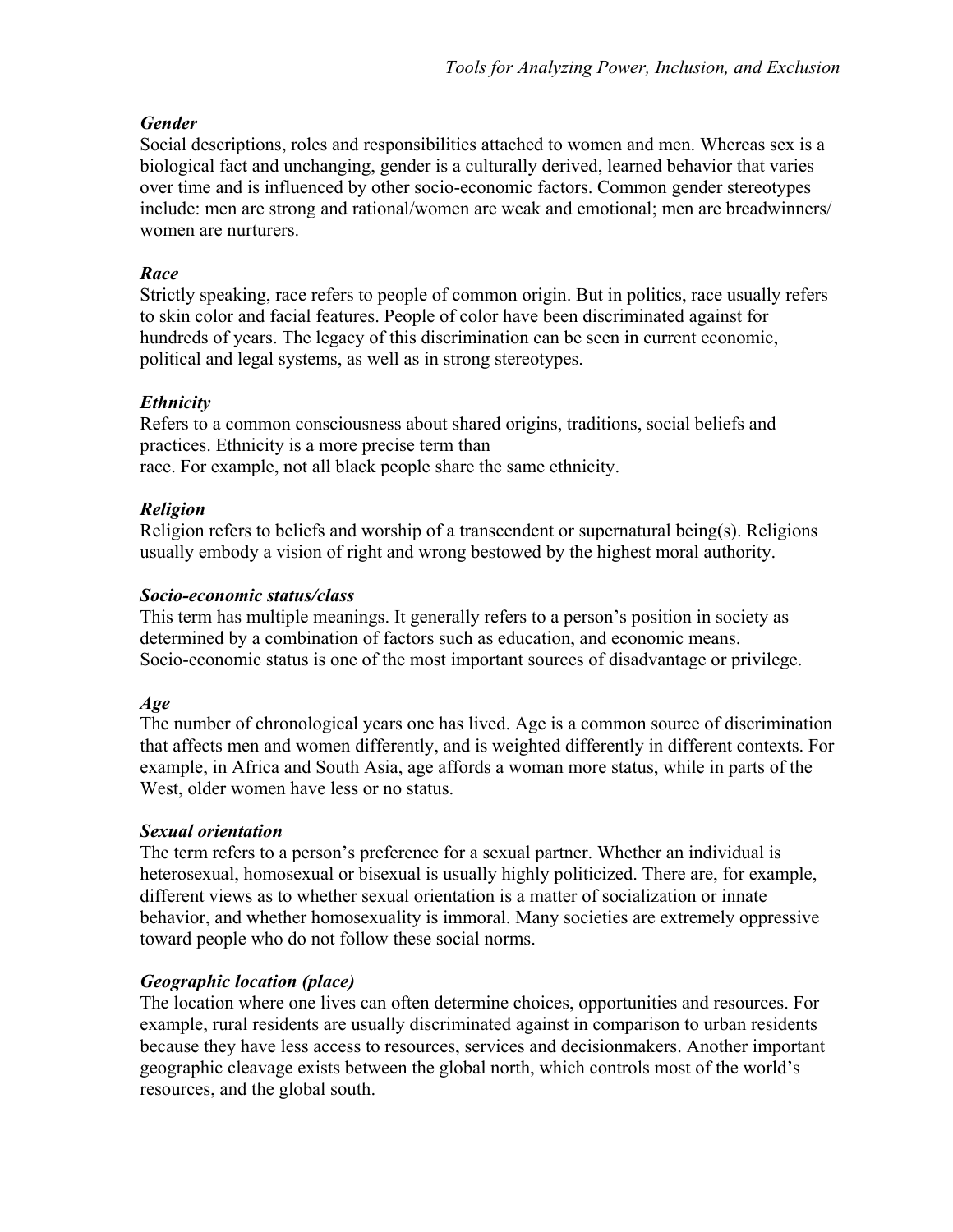### *Gender*

Social descriptions, roles and responsibilities attached to women and men. Whereas sex is a biological fact and unchanging, gender is a culturally derived, learned behavior that varies over time and is influenced by other socio-economic factors. Common gender stereotypes include: men are strong and rational/women are weak and emotional; men are breadwinners/ women are nurturers.

### *Race*

Strictly speaking, race refers to people of common origin. But in politics, race usually refers to skin color and facial features. People of color have been discriminated against for hundreds of years. The legacy of this discrimination can be seen in current economic, political and legal systems, as well as in strong stereotypes.

### *Ethnicity*

Refers to a common consciousness about shared origins, traditions, social beliefs and practices. Ethnicity is a more precise term than race. For example, not all black people share the same ethnicity.

### *Religion*

Religion refers to beliefs and worship of a transcendent or supernatural being(s). Religions usually embody a vision of right and wrong bestowed by the highest moral authority.

### *Socio-economic status/class*

This term has multiple meanings. It generally refers to a person's position in society as determined by a combination of factors such as education, and economic means. Socio-economic status is one of the most important sources of disadvantage or privilege.

### *Age*

The number of chronological years one has lived. Age is a common source of discrimination that affects men and women differently, and is weighted differently in different contexts. For example, in Africa and South Asia, age affords a woman more status, while in parts of the West, older women have less or no status.

### *Sexual orientation*

The term refers to a person's preference for a sexual partner. Whether an individual is heterosexual, homosexual or bisexual is usually highly politicized. There are, for example, different views as to whether sexual orientation is a matter of socialization or innate behavior, and whether homosexuality is immoral. Many societies are extremely oppressive toward people who do not follow these social norms.

### *Geographic location (place)*

The location where one lives can often determine choices, opportunities and resources. For example, rural residents are usually discriminated against in comparison to urban residents because they have less access to resources, services and decisionmakers. Another important geographic cleavage exists between the global north, which controls most of the world's resources, and the global south.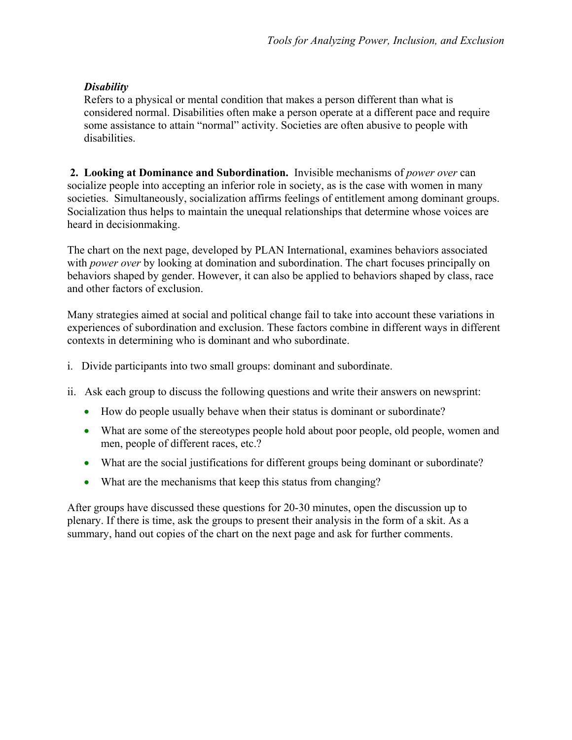***Disability***

Refers to a physical or mental condition that makes a person different than what is considered normal. Disabilities often make a person operate at a different pace and require some assistance to attain "normal" activity. Societies are often abusive to people with disabilities.

**2. Looking at Dominance and Subordination.** Invisible mechanisms of *power over* can socialize people into accepting an inferior role in society, as is the case with women in many societies. Simultaneously, socialization affirms feelings of entitlement among dominant groups. Socialization thus helps to maintain the unequal relationships that determine whose voices are heard in decisionmaking.

The chart on the next page, developed by PLAN International, examines behaviors associated with *power over* by looking at domination and subordination. The chart focuses principally on behaviors shaped by gender. However, it can also be applied to behaviors shaped by class, race and other factors of exclusion.

Many strategies aimed at social and political change fail to take into account these variations in experiences of subordination and exclusion. These factors combine in different ways in different contexts in determining who is dominant and who subordinate.

i. Divide participants into two small groups: dominant and subordinate.

ii. Ask each group to discuss the following questions and write their answers on newsprint:

- How do people usually behave when their status is dominant or subordinate?
- What are some of the stereotypes people hold about poor people, old people, women and men, people of different races, etc.?
- What are the social justifications for different groups being dominant or subordinate?
- What are the mechanisms that keep this status from changing?

After groups have discussed these questions for 20-30 minutes, open the discussion up to plenary. If there is time, ask the groups to present their analysis in the form of a skit. As a summary, hand out copies of the chart on the next page and ask for further comments.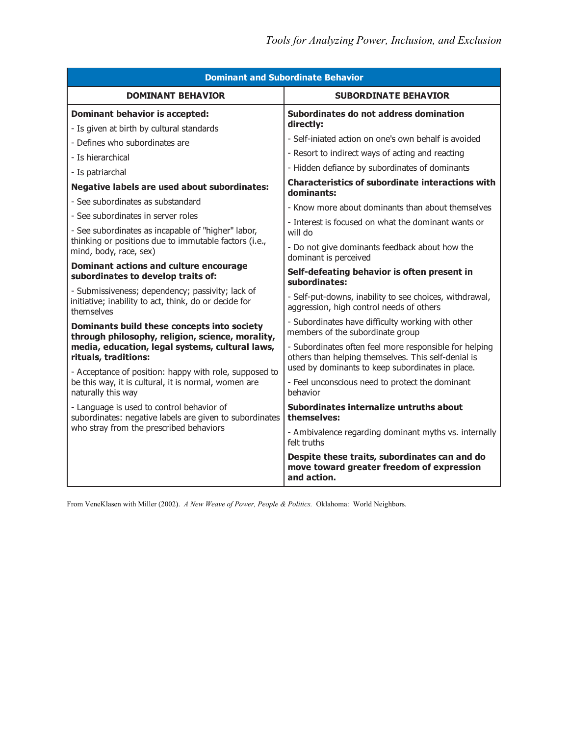| Dominant and Subordinate Behavior | |
|---|---|
| **DOMINANT BEHAVIOR** | **SUBORDINATE BEHAVIOR** |
| **Dominant behavior is accepted:**<br>- Is given at birth by cultural standards<br>- Defines who subordinates are<br>- Is hierarchical<br>- Is patriarchal<br>**Negative labels are used about subordinates:**<br>- See subordinates as substandard<br>- See subordinates in server roles<br>- See subordinates as incapable of "higher" labor, thinking or positions due to immutable factors (i.e., mind, body, race, sex)<br>**Dominant actions and culture encourage subordinates to develop traits of:**<br>- Submissiveness; dependency; passivity; lack of initiative; inability to act, think, do or decide for themselves<br>**Dominants build these concepts into society through philosophy, religion, science, morality, media, education, legal systems, cultural laws, rituals, traditions:**<br>- Acceptance of position: happy with role, supposed to be this way, it is cultural, it is normal, women are naturally this way<br>- Language is used to control behavior of subordinates: negative labels are given to subordinates who stray from the prescribed behaviors | **Subordinates do not address domination directly:**<br>- Self-iniated action on one's own behalf is avoided<br>- Resort to indirect ways of acting and reacting<br>- Hidden defiance by subordinates of dominants<br>**Characteristics of subordinate interactions with dominants:**<br>- Know more about dominants than about themselves<br>- Interest is focused on what the dominant wants or will do<br>- Do not give dominants feedback about how the dominant is perceived<br>**Self-defeating behavior is often present in subordinates:**<br>- Self-put-downs, inability to see choices, withdrawal, aggression, high control needs of others<br>- Subordinates have difficulty working with other members of the subordinate group<br>- Subordinates often feel more responsible for helping others than helping themselves. This self-denial is used by dominants to keep subordinates in place.<br>- Feel unconscious need to protect the dominant behavior<br>**Subordinates internalize untruths about themselves:**<br>- Ambivalence regarding dominant myths vs. internally felt truths<br>**Despite these traits, subordinates can and do move toward greater freedom of expression and action.** |

From VeneKlasen with Miller (2002). *A New Weave of Power, People & Politics.* Oklahoma: World Neighbors.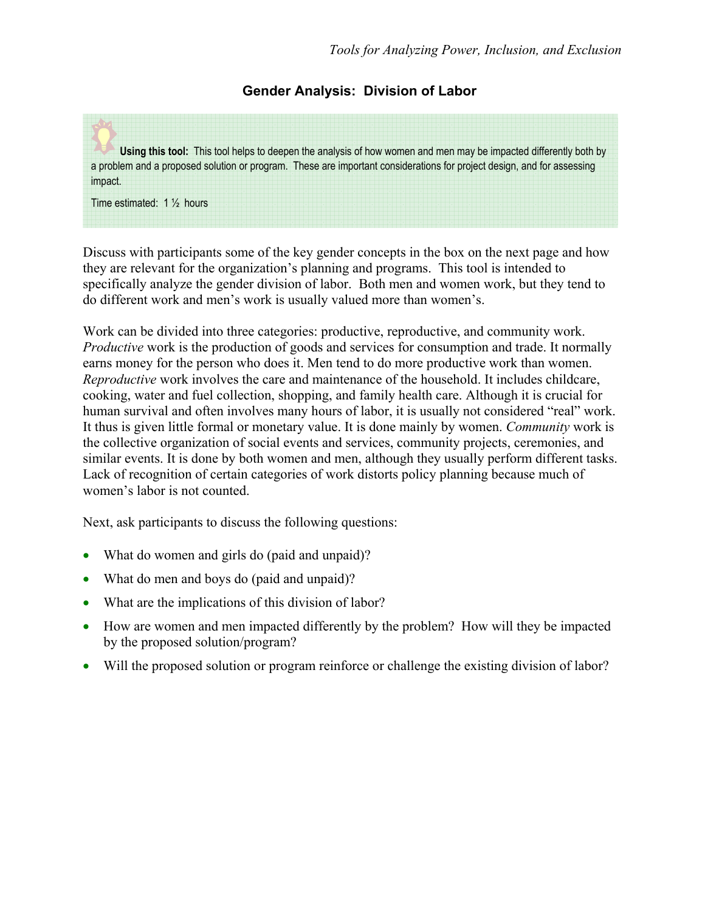## Gender Analysis: Division of Labor

**Using this tool:** This tool helps to deepen the analysis of how women and men may be impacted differently both by a problem and a proposed solution or program. These are important considerations for project design, and for assessing impact.

Time estimated: 1 ½ hours

Discuss with participants some of the key gender concepts in the box on the next page and how they are relevant for the organization's planning and programs. This tool is intended to specifically analyze the gender division of labor. Both men and women work, but they tend to do different work and men's work is usually valued more than women's.

Work can be divided into three categories: productive, reproductive, and community work. *Productive* work is the production of goods and services for consumption and trade. It normally earns money for the person who does it. Men tend to do more productive work than women. *Reproductive* work involves the care and maintenance of the household. It includes childcare, cooking, water and fuel collection, shopping, and family health care. Although it is crucial for human survival and often involves many hours of labor, it is usually not considered "real" work. It thus is given little formal or monetary value. It is done mainly by women. *Community* work is the collective organization of social events and services, community projects, ceremonies, and similar events. It is done by both women and men, although they usually perform different tasks. Lack of recognition of certain categories of work distorts policy planning because much of women's labor is not counted.

Next, ask participants to discuss the following questions:

- What do women and girls do (paid and unpaid)?
- What do men and boys do (paid and unpaid)?
- What are the implications of this division of labor?
- How are women and men impacted differently by the problem? How will they be impacted by the proposed solution/program?
- Will the proposed solution or program reinforce or challenge the existing division of labor?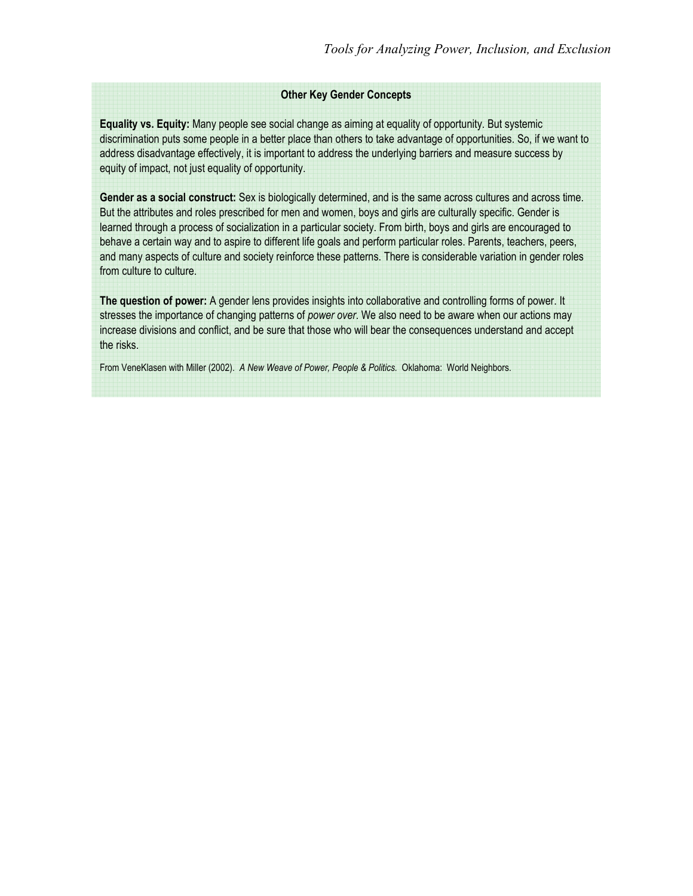### Other Key Gender Concepts

**Equality vs. Equity:** Many people see social change as aiming at equality of opportunity. But systemic discrimination puts some people in a better place than others to take advantage of opportunities. So, if we want to address disadvantage effectively, it is important to address the underlying barriers and measure success by equity of impact, not just equality of opportunity.

**Gender as a social construct:** Sex is biologically determined, and is the same across cultures and across time. But the attributes and roles prescribed for men and women, boys and girls are culturally specific. Gender is learned through a process of socialization in a particular society. From birth, boys and girls are encouraged to behave a certain way and to aspire to different life goals and perform particular roles. Parents, teachers, peers, and many aspects of culture and society reinforce these patterns. There is considerable variation in gender roles from culture to culture.

**The question of power:** A gender lens provides insights into collaborative and controlling forms of power. It stresses the importance of changing patterns of *power over*. We also need to be aware when our actions may increase divisions and conflict, and be sure that those who will bear the consequences understand and accept the risks.

From VeneKlasen with Miller (2002). *A New Weave of Power, People & Politics.* Oklahoma: World Neighbors.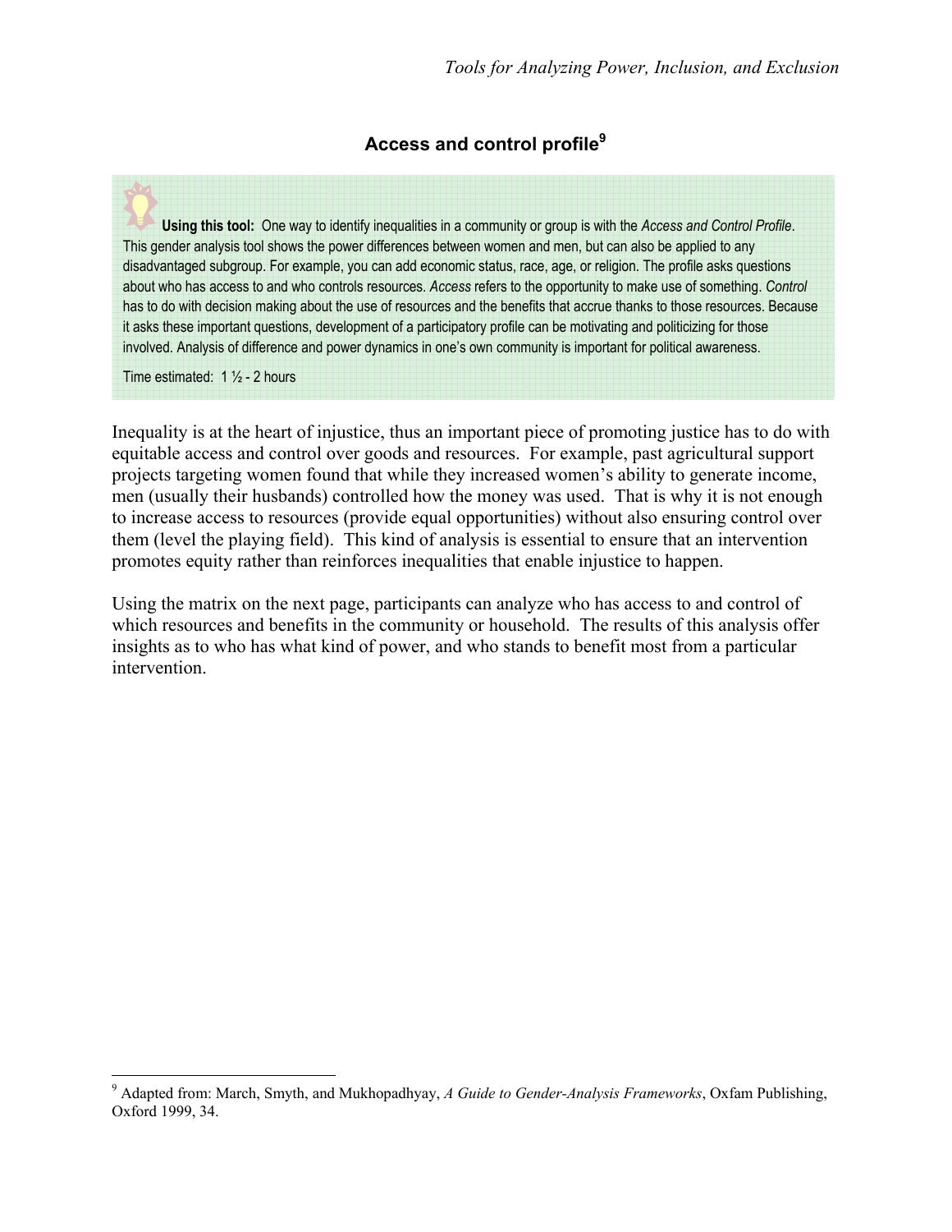## Access and control profile[9]

**Using this tool:** One way to identify inequalities in a community or group is with the *Access and Control Profile*. This gender analysis tool shows the power differences between women and men, but can also be applied to any disadvantaged subgroup. For example, you can add economic status, race, age, or religion. The profile asks questions about who has access to and who controls resources. *Access* refers to the opportunity to make use of something. *Control* has to do with decision making about the use of resources and the benefits that accrue thanks to those resources. Because it asks these important questions, development of a participatory profile can be motivating and politicizing for those involved. Analysis of difference and power dynamics in one's own community is important for political awareness.

Time estimated: 1 ½ - 2 hours

Inequality is at the heart of injustice, thus an important piece of promoting justice has to do with equitable access and control over goods and resources. For example, past agricultural support projects targeting women found that while they increased women's ability to generate income, men (usually their husbands) controlled how the money was used. That is why it is not enough to increase access to resources (provide equal opportunities) without also ensuring control over them (level the playing field). This kind of analysis is essential to ensure that an intervention promotes equity rather than reinforces inequalities that enable injustice to happen.

Using the matrix on the next page, participants can analyze who has access to and control of which resources and benefits in the community or household. The results of this analysis offer insights as to who has what kind of power, and who stands to benefit most from a particular intervention.

[9] Adapted from: March, Smyth, and Mukhopadhyay, *A Guide to Gender-Analysis Frameworks*, Oxfam Publishing, Oxford 1999, 34.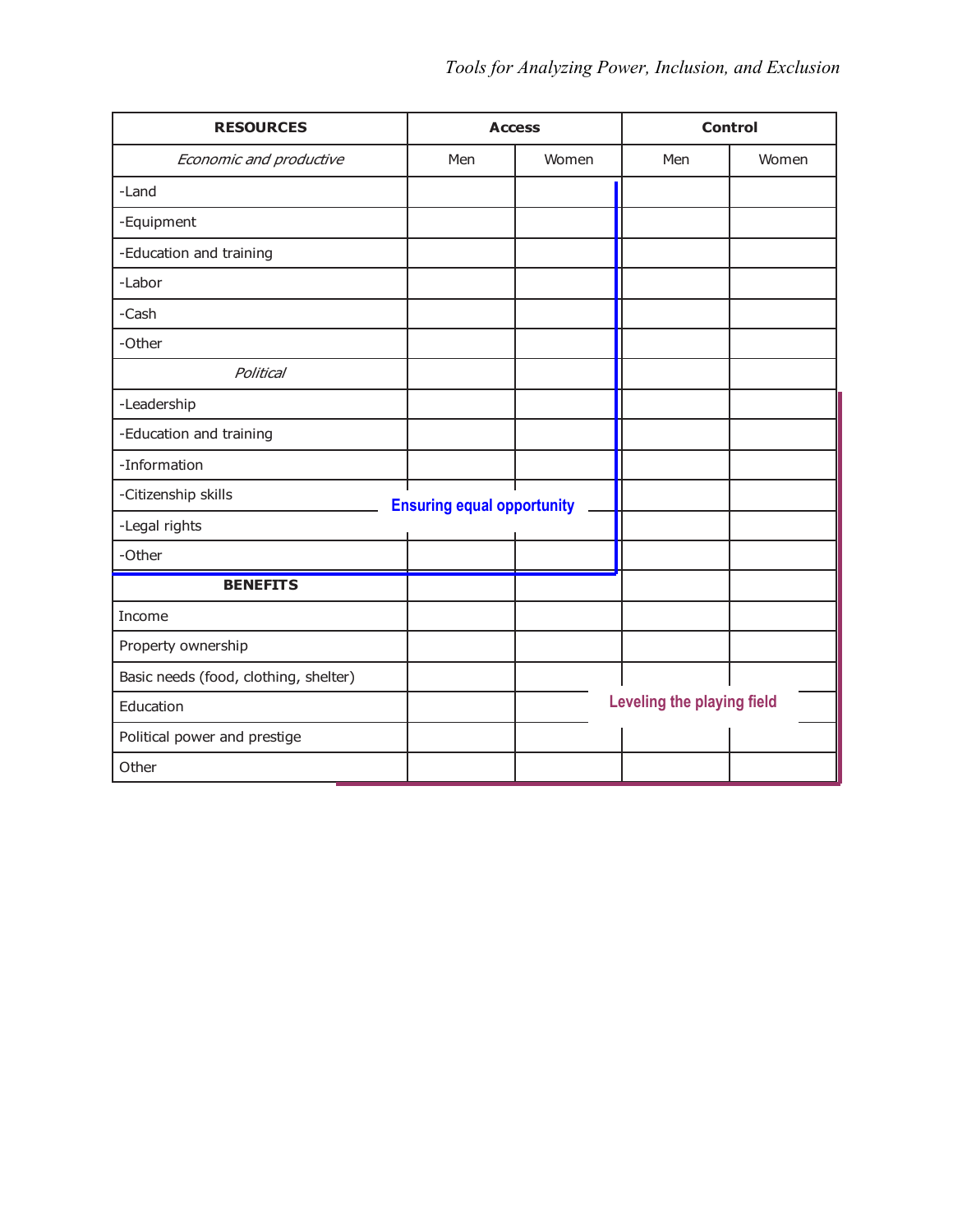| RESOURCES | Access | | Control | |
|---|---|---|---|---|
| *Economic and productive* | Men | Women | Men | Women |
| -Land | | | | |
| -Equipment | | | | |
| -Education and training | | | | |
| -Labor | | | | |
| -Cash | | | | |
| -Other | | | | |
| *Political* | | | | |
| -Leadership | | | | |
| -Education and training | | | | |
| -Information | | | | |
| -Citizenship skills | | | | |
| -Legal rights | | | | |
| -Other | | | | |
| **BENEFITS** | | | | |
| Income | | | | |
| Property ownership | | | | |
| Basic needs (food, clothing, shelter) | | | | |
| Education | | | | |
| Political power and prestige | | | | |
| Other | | | | |

Ensuring equal opportunity

Leveling the playing field